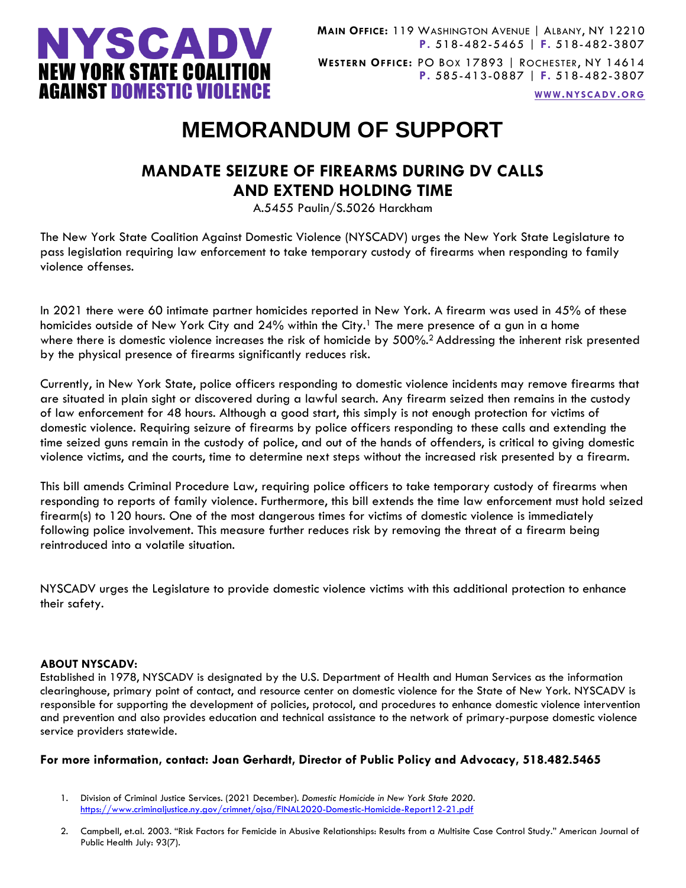**NYSCADV**
**NEW YORK STATE COALITION AGAINST DOMESTIC VIOLENCE**

**MAIN OFFICE:** 119 WASHINGTON AVENUE | ALBANY, NY 12210
**P.** 518-482-5465 | **F.** 518-482-3807

**WESTERN OFFICE:** PO BOX 17893 | ROCHESTER, NY 14614
**P.** 585-413-0887 | **F.** 518-482-3807

**WWW.NYSCADV.ORG**

# MEMORANDUM OF SUPPORT

## MANDATE SEIZURE OF FIREARMS DURING DV CALLS AND EXTEND HOLDING TIME

A.5455 Paulin/S.5026 Harckham

The New York State Coalition Against Domestic Violence (NYSCADV) urges the New York State Legislature to pass legislation requiring law enforcement to take temporary custody of firearms when responding to family violence offenses.

In 2021 there were 60 intimate partner homicides reported in New York. A firearm was used in 45% of these homicides outside of New York City and 24% within the City.[1] The mere presence of a gun in a home where there is domestic violence increases the risk of homicide by 500%.[2] Addressing the inherent risk presented by the physical presence of firearms significantly reduces risk.

Currently, in New York State, police officers responding to domestic violence incidents may remove firearms that are situated in plain sight or discovered during a lawful search. Any firearm seized then remains in the custody of law enforcement for 48 hours. Although a good start, this simply is not enough protection for victims of domestic violence. Requiring seizure of firearms by police officers responding to these calls and extending the time seized guns remain in the custody of police, and out of the hands of offenders, is critical to giving domestic violence victims, and the courts, time to determine next steps without the increased risk presented by a firearm.

This bill amends Criminal Procedure Law, requiring police officers to take temporary custody of firearms when responding to reports of family violence. Furthermore, this bill extends the time law enforcement must hold seized firearm(s) to 120 hours. One of the most dangerous times for victims of domestic violence is immediately following police involvement. This measure further reduces risk by removing the threat of a firearm being reintroduced into a volatile situation.

NYSCADV urges the Legislature to provide domestic violence victims with this additional protection to enhance their safety.

**ABOUT NYSCADV:**
Established in 1978, NYSCADV is designated by the U.S. Department of Health and Human Services as the information clearinghouse, primary point of contact, and resource center on domestic violence for the State of New York. NYSCADV is responsible for supporting the development of policies, protocol, and procedures to enhance domestic violence intervention and prevention and also provides education and technical assistance to the network of primary-purpose domestic violence service providers statewide.

**For more information, contact: Joan Gerhardt, Director of Public Policy and Advocacy, 518.482.5465**

1. Division of Criminal Justice Services. (2021 December). *Domestic Homicide in New York State 2020*. https://www.criminaljustice.ny.gov/crimnet/ojsa/FINAL2020-Domestic-Homicide-Report12-21.pdf
2. Campbell, et.al. 2003. "Risk Factors for Femicide in Abusive Relationships: Results from a Multisite Case Control Study." American Journal of Public Health July: 93(7).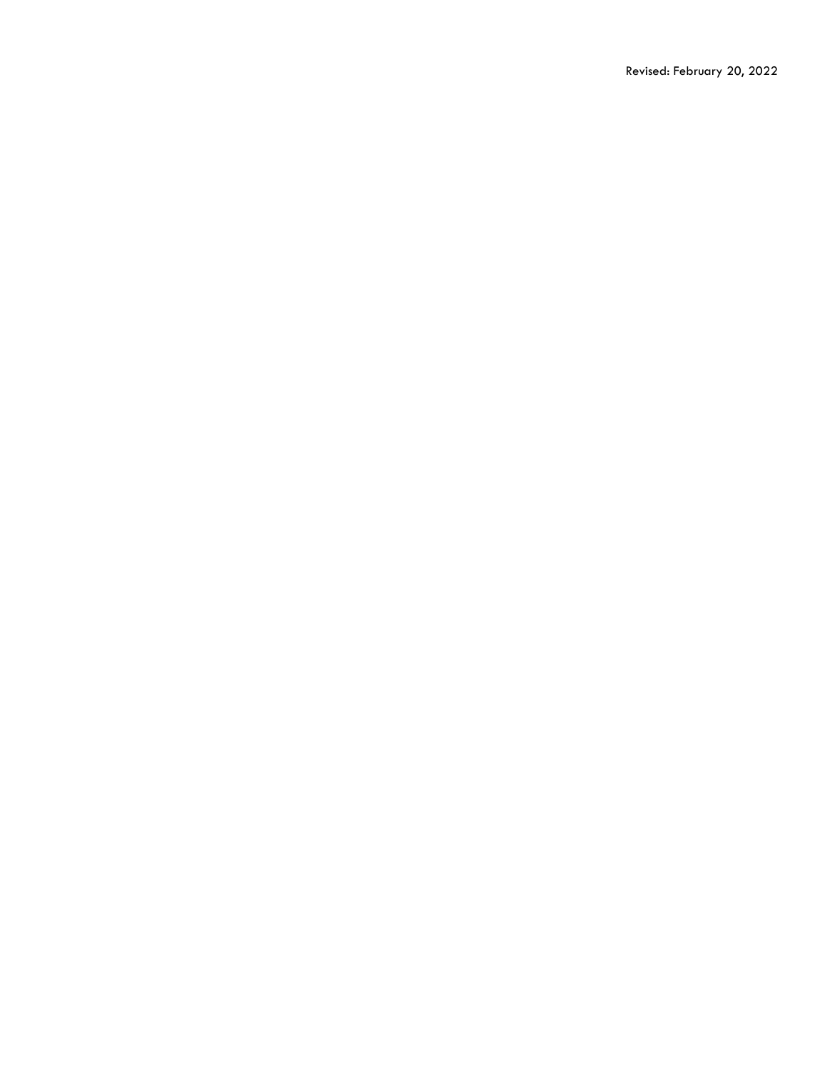Revised: February 20, 2022